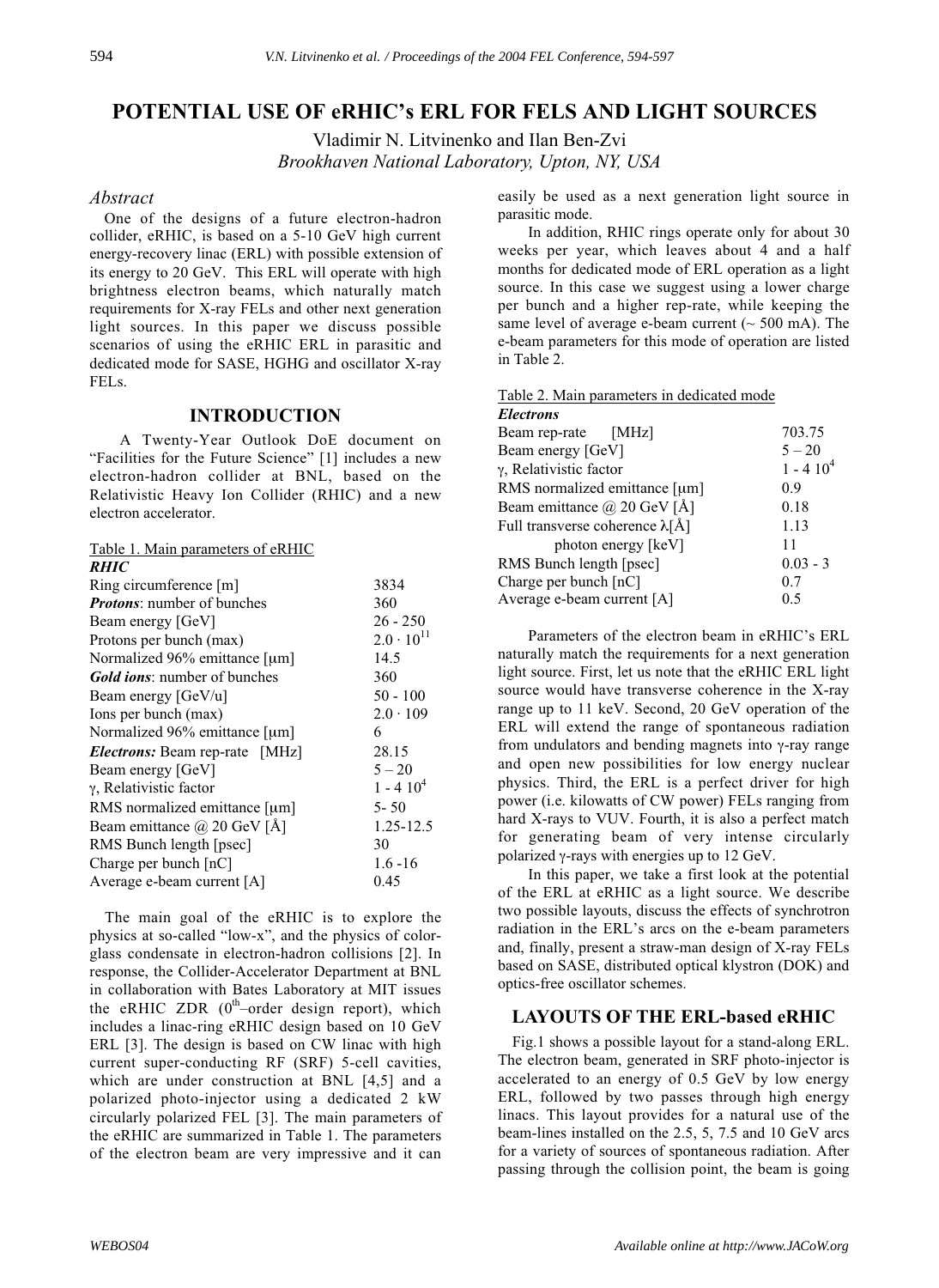# POTENTIAL USE OF eRHIC's ERL FOR FELS AND LIGHT SOURCES

Vladimir N. Litvinenko and Ilan Ben-Zvi

*Brookhaven National Laboratory, Upton, NY, USA*

## *Abstract*

One of the designs of a future electron-hadron collider, eRHIC, is based on a 5-10 GeV high current energy-recovery linac (ERL) with possible extension of its energy to 20 GeV. This ERL will operate with high brightness electron beams, which naturally match requirements for X-ray FELs and other next generation light sources. In this paper we discuss possible scenarios of using the eRHIC ERL in parasitic and dedicated mode for SASE, HGHG and oscillator X-ray FELs.

## INTRODUCTION

A Twenty-Year Outlook DoE document on "Facilities for the Future Science" [1] includes a new electron-hadron collider at BNL, based on the Relativistic Heavy Ion Collider (RHIC) and a new electron accelerator.

Table 1. Main parameters of eRHIC

| | |
|---|---|
| ***RHIC*** | |
| Ring circumference [m] | 3834 |
| ***Protons***: number of bunches | 360 |
| Beam energy [GeV] | 26 - 250 |
| Protons per bunch (max) | $2.0 \cdot 10^{11}$ |
| Normalized 96% emittance [μm] | 14.5 |
| ***Gold ions***: number of bunches | 360 |
| Beam energy [GeV/u] | 50 - 100 |
| Ions per bunch (max) | $2.0 \cdot 109$ |
| Normalized 96% emittance [μm] | 6 |
| ***Electrons:*** Beam rep-rate [MHz] | 28.15 |
| Beam energy [GeV] | 5 – 20 |
| γ, Relativistic factor | $1 - 4\ 10^4$ |
| RMS normalized emittance [μm] | 5- 50 |
| Beam emittance @ 20 GeV [Å] | 1.25-12.5 |
| RMS Bunch length [psec] | 30 |
| Charge per bunch [nC] | 1.6 -16 |
| Average e-beam current [A] | 0.45 |

The main goal of the eRHIC is to explore the physics at so-called "low-x", and the physics of color-glass condensate in electron-hadron collisions [2]. In response, the Collider-Accelerator Department at BNL in collaboration with Bates Laboratory at MIT issues the eRHIC ZDR ($0^{th}$–order design report), which includes a linac-ring eRHIC design based on 10 GeV ERL [3]. The design is based on CW linac with high current super-conducting RF (SRF) 5-cell cavities, which are under construction at BNL [4,5] and a polarized photo-injector using a dedicated 2 kW circularly polarized FEL [3]. The main parameters of the eRHIC are summarized in Table 1. The parameters of the electron beam are very impressive and it can easily be used as a next generation light source in parasitic mode.

In addition, RHIC rings operate only for about 30 weeks per year, which leaves about 4 and a half months for dedicated mode of ERL operation as a light source. In this case we suggest using a lower charge per bunch and a higher rep-rate, while keeping the same level of average e-beam current (~ 500 mA). The e-beam parameters for this mode of operation are listed in Table 2.

Table 2. Main parameters in dedicated mode

| | |
|---|---|
| ***Electrons*** | |
| Beam rep-rate [MHz] | 703.75 |
| Beam energy [GeV] | 5 – 20 |
| γ, Relativistic factor | $1 - 4\ 10^4$ |
| RMS normalized emittance [μm] | 0.9 |
| Beam emittance @ 20 GeV [Å] | 0.18 |
| Full transverse coherence λ[Å] | 1.13 |
| photon energy [keV] | 11 |
| RMS Bunch length [psec] | 0.03 - 3 |
| Charge per bunch [nC] | 0.7 |
| Average e-beam current [A] | 0.5 |

Parameters of the electron beam in eRHIC's ERL naturally match the requirements for a next generation light source. First, let us note that the eRHIC ERL light source would have transverse coherence in the X-ray range up to 11 keV. Second, 20 GeV operation of the ERL will extend the range of spontaneous radiation from undulators and bending magnets into γ-ray range and open new possibilities for low energy nuclear physics. Third, the ERL is a perfect driver for high power (i.e. kilowatts of CW power) FELs ranging from hard X-rays to VUV. Fourth, it is also a perfect match for generating beam of very intense circularly polarized γ-rays with energies up to 12 GeV.

In this paper, we take a first look at the potential of the ERL at eRHIC as a light source. We describe two possible layouts, discuss the effects of synchrotron radiation in the ERL's arcs on the e-beam parameters and, finally, present a straw-man design of X-ray FELs based on SASE, distributed optical klystron (DOK) and optics-free oscillator schemes.

## LAYOUTS OF THE ERL-based eRHIC

Fig.1 shows a possible layout for a stand-along ERL. The electron beam, generated in SRF photo-injector is accelerated to an energy of 0.5 GeV by low energy ERL, followed by two passes through high energy linacs. This layout provides for a natural use of the beam-lines installed on the 2.5, 5, 7.5 and 10 GeV arcs for a variety of sources of spontaneous radiation. After passing through the collision point, the beam is going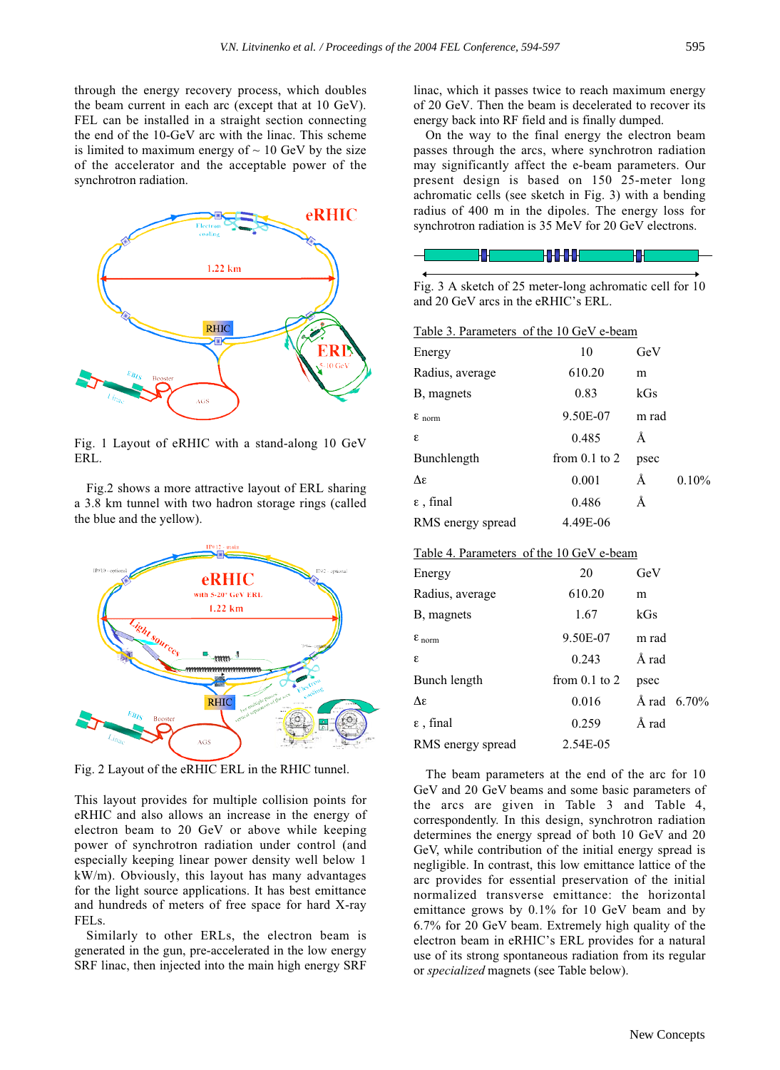through the energy recovery process, which doubles the beam current in each arc (except that at 10 GeV). FEL can be installed in a straight section connecting the end of the 10-GeV arc with the linac. This scheme is limited to maximum energy of ~ 10 GeV by the size of the accelerator and the acceptable power of the synchrotron radiation.

Fig. 1 Layout of eRHIC with a stand-along 10 GeV ERL.

Fig.2 shows a more attractive layout of ERL sharing a 3.8 km tunnel with two hadron storage rings (called the blue and the yellow).

Fig. 2 Layout of the eRHIC ERL in the RHIC tunnel.

This layout provides for multiple collision points for eRHIC and also allows an increase in the energy of electron beam to 20 GeV or above while keeping power of synchrotron radiation under control (and especially keeping linear power density well below 1 kW/m). Obviously, this layout has many advantages for the light source applications. It has best emittance and hundreds of meters of free space for hard X-ray FELs.

Similarly to other ERLs, the electron beam is generated in the gun, pre-accelerated in the low energy SRF linac, then injected into the main high energy SRF linac, which it passes twice to reach maximum energy of 20 GeV. Then the beam is decelerated to recover its energy back into RF field and is finally dumped.

On the way to the final energy the electron beam passes through the arcs, where synchrotron radiation may significantly affect the e-beam parameters. Our present design is based on 150 25-meter long achromatic cells (see sketch in Fig. 3) with a bending radius of 400 m in the dipoles. The energy loss for synchrotron radiation is 35 MeV for 20 GeV electrons.

Fig. 3 A sketch of 25 meter-long achromatic cell for 10 and 20 GeV arcs in the eRHIC's ERL.

Table 3. Parameters of the 10 GeV e-beam

| | | | |
|---|---|---|---|
| Energy | 10 | GeV | |
| Radius, average | 610.20 | m | |
| B, magnets | 0.83 | kGs | |
| $\varepsilon_{norm}$ | 9.50E-07 | m rad | |
| $\varepsilon$ | 0.485 | Å | |
| Bunchlength | from 0.1 to 2 | psec | |
| $\Delta\varepsilon$ | 0.001 | Å | 0.10% |
| $\varepsilon$ , final | 0.486 | Å | |
| RMS energy spread | 4.49E-06 | | |

Table 4. Parameters of the 10 GeV e-beam

| | | | |
|---|---|---|---|
| Energy | 20 | GeV | |
| Radius, average | 610.20 | m | |
| B, magnets | 1.67 | kGs | |
| $\varepsilon_{norm}$ | 9.50E-07 | m rad | |
| $\varepsilon$ | 0.243 | Å rad | |
| Bunch length | from 0.1 to 2 | psec | |
| $\Delta\varepsilon$ | 0.016 | Å rad | 6.70% |
| $\varepsilon$ , final | 0.259 | Å rad | |
| RMS energy spread | 2.54E-05 | | |

The beam parameters at the end of the arc for 10 GeV and 20 GeV beams and some basic parameters of the arcs are given in Table 3 and Table 4, correspondently. In this design, synchrotron radiation determines the energy spread of both 10 GeV and 20 GeV, while contribution of the initial energy spread is negligible. In contrast, this low emittance lattice of the arc provides for essential preservation of the initial normalized transverse emittance: the horizontal emittance grows by 0.1% for 10 GeV beam and by 6.7% for 20 GeV beam. Extremely high quality of the electron beam in eRHIC's ERL provides for a natural use of its strong spontaneous radiation from its regular or *specialized* magnets (see Table below).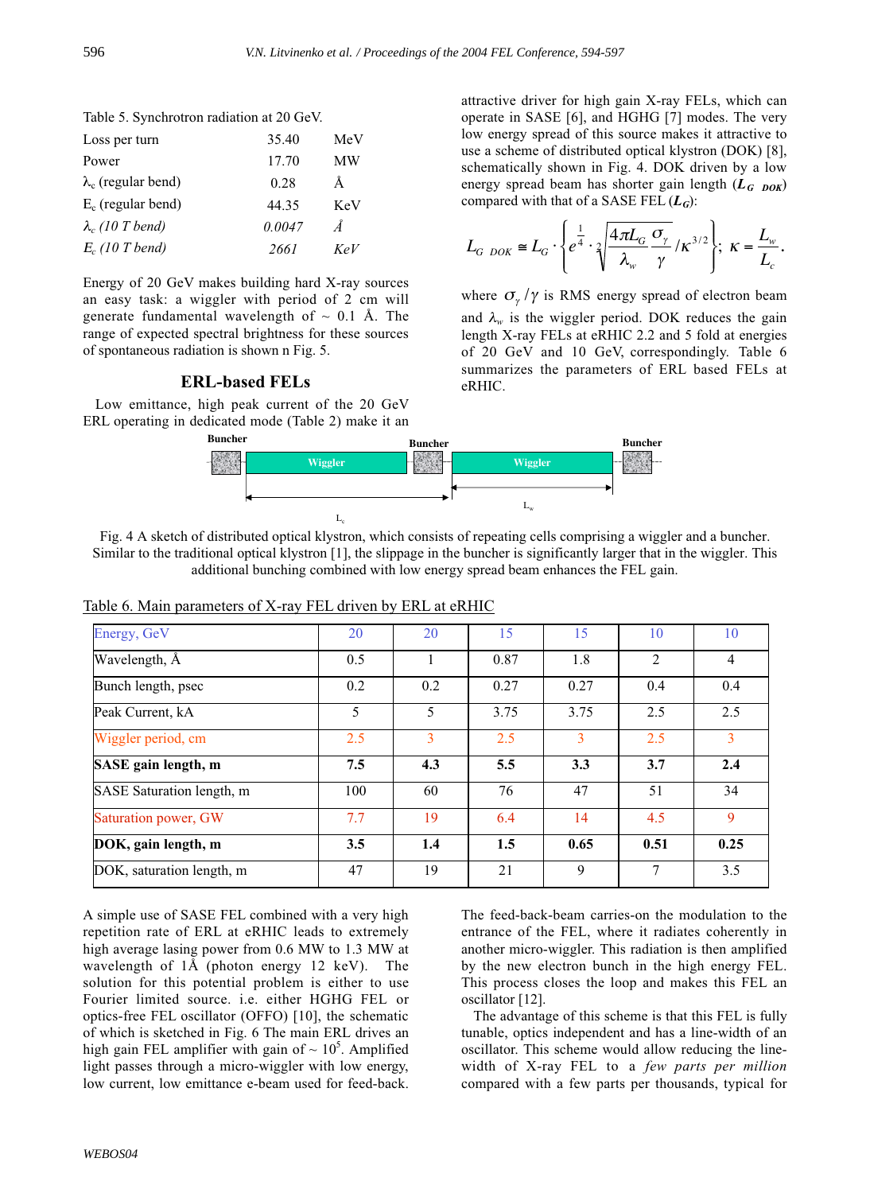Table 5. Synchrotron radiation at 20 GeV.

| | | |
|---|---|---|
| Loss per turn | 35.40 | MeV |
| Power | 17.70 | MW |
| $\lambda_c$ (regular bend) | 0.28 | Å |
| $E_c$ (regular bend) | 44.35 | KeV |
| *$\lambda_c$ (10 T bend)* | *0.0047* | *Å* |
| *$E_c$ (10 T bend)* | *2661* | *KeV* |

Energy of 20 GeV makes building hard X-ray sources an easy task: a wiggler with period of 2 cm will generate fundamental wavelength of ~ 0.1 Å. The range of expected spectral brightness for these sources of spontaneous radiation is shown n Fig. 5.

## ERL-based FELs

Low emittance, high peak current of the 20 GeV ERL operating in dedicated mode (Table 2) make it an attractive driver for high gain X-ray FELs, which can operate in SASE [6], and HGHG [7] modes. The very low energy spread of this source makes it attractive to use a scheme of distributed optical klystron (DOK) [8], schematically shown in Fig. 4. DOK driven by a low energy spread beam has shorter gain length (**$L_{G\ DOK}$**) compared with that of a SASE FEL (**$L_G$**):

$$L_{G\ DOK} \cong L_G \cdot \left\{ e^{\frac{1}{4}} \cdot \sqrt[2]{\frac{4\pi L_G}{\lambda_w} \frac{\sigma_\gamma}{\gamma}} / \kappa^{3/2} \right\}; \ \kappa = \frac{L_w}{L_c}.$$

where $\sigma_\gamma/\gamma$ is RMS energy spread of electron beam and $\lambda_w$ is the wiggler period. DOK reduces the gain length X-ray FELs at eRHIC 2.2 and 5 fold at energies of 20 GeV and 10 GeV, correspondingly. Table 6 summarizes the parameters of ERL based FELs at eRHIC.

Fig. 4 A sketch of distributed optical klystron, which consists of repeating cells comprising a wiggler and a buncher. Similar to the traditional optical klystron [1], the slippage in the buncher is significantly larger that in the wiggler. This additional bunching combined with low energy spread beam enhances the FEL gain.

Table 6. Main parameters of X-ray FEL driven by ERL at eRHIC

| Energy, GeV | 20 | 20 | 15 | 15 | 10 | 10 |
|---|---|---|---|---|---|---|
| Wavelength, Å | 0.5 | 1 | 0.87 | 1.8 | 2 | 4 |
| Bunch length, psec | 0.2 | 0.2 | 0.27 | 0.27 | 0.4 | 0.4 |
| Peak Current, kA | 5 | 5 | 3.75 | 3.75 | 2.5 | 2.5 |
| Wiggler period, cm | 2.5 | 3 | 2.5 | 3 | 2.5 | 3 |
| **SASE gain length, m** | **7.5** | **4.3** | **5.5** | **3.3** | **3.7** | **2.4** |
| SASE Saturation length, m | 100 | 60 | 76 | 47 | 51 | 34 |
| Saturation power, GW | 7.7 | 19 | 6.4 | 14 | 4.5 | 9 |
| **DOK, gain length, m** | **3.5** | **1.4** | **1.5** | **0.65** | **0.51** | **0.25** |
| DOK, saturation length, m | 47 | 19 | 21 | 9 | 7 | 3.5 |

A simple use of SASE FEL combined with a very high repetition rate of ERL at eRHIC leads to extremely high average lasing power from 0.6 MW to 1.3 MW at wavelength of 1Å (photon energy 12 keV). The solution for this potential problem is either to use Fourier limited source. i.e. either HGHG FEL or optics-free FEL oscillator (OFFO) [10], the schematic of which is sketched in Fig. 6 The main ERL drives an high gain FEL amplifier with gain of ~ $10^5$. Amplified light passes through a micro-wiggler with low energy, low current, low emittance e-beam used for feed-back. The feed-back-beam carries-on the modulation to the entrance of the FEL, where it radiates coherently in another micro-wiggler. This radiation is then amplified by the new electron bunch in the high energy FEL. This process closes the loop and makes this FEL an oscillator [12].

The advantage of this scheme is that this FEL is fully tunable, optics independent and has a line-width of an oscillator. This scheme would allow reducing the line-width of X-ray FEL to a *few parts per million* compared with a few parts per thousands, typical for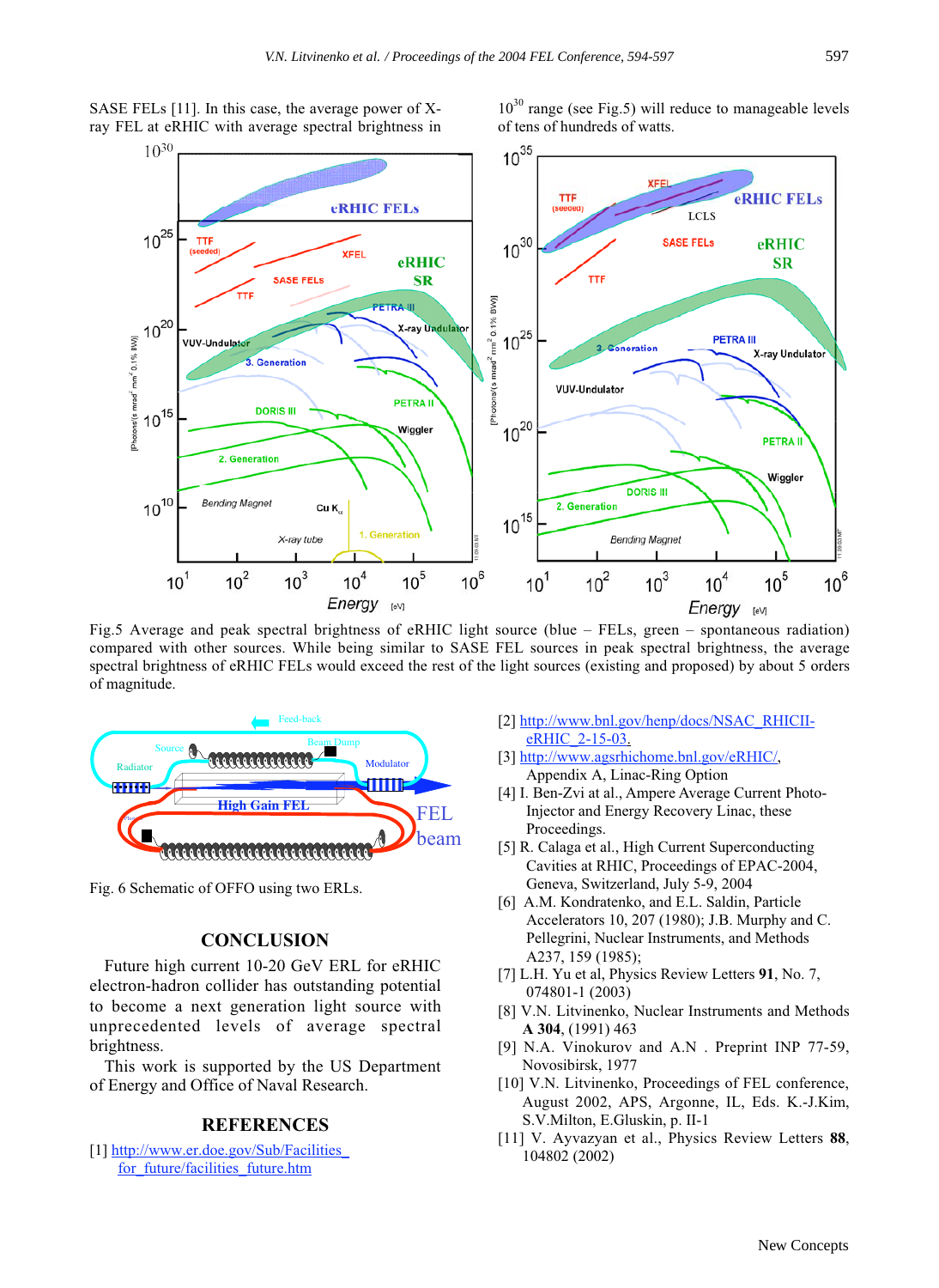SASE FELs [11]. In this case, the average power of X-ray FEL at eRHIC with average spectral brightness in $10^{30}$ range (see Fig.5) will reduce to manageable levels of tens of hundreds of watts.

$10^{30}$
eRHIC FELs
$10^{25}$
TTF (seeded)
XFEL
eRHIC SR
SASE FELs
TTF
PETRA III
$10^{20}$
X-ray Undulator
VUV-Undulator
3. Generation
PETRA II
$10^{15}$
DORIS III
Wiggler
2. Generation
$10^{10}$
Bending Magnet
Cu $K_\alpha$
X-ray tube
1. Generation
[Photons/(s mrad$^2$ mm$^2$ 0.1% BW)]
$10^1$ $10^2$ $10^3$ $10^4$ $10^5$ $10^6$
Energy [eV]

$10^{35}$
XFEL
TTF (seeded)
eRHIC FELs
LCLS
$10^{30}$
SASE FELs
eRHIC SR
TTF
$10^{25}$
3. Generation
PETRA III
X-ray Undulator
VUV-Undulator
$10^{20}$
PETRA II
Wiggler
DORIS III
2. Generation
$10^{15}$
Bending Magnet
[Photons/(s mrad$^2$ mm$^2$ 0.1% BW)]
$10^1$ $10^2$ $10^3$ $10^4$ $10^5$ $10^6$
Energy [eV]

Fig.5 Average and peak spectral brightness of eRHIC light source (blue – FELs, green – spontaneous radiation) compared with other sources. While being similar to SASE FEL sources in peak spectral brightness, the average spectral brightness of eRHIC FELs would exceed the rest of the light sources (existing and proposed) by about 5 orders of magnitude.

Feed-back
Source
Beam Dump
Radiator
Modulator
High Gain FEL
FEL beam

Fig. 6 Schematic of OFFO using two ERLs.

## CONCLUSION

Future high current 10-20 GeV ERL for eRHIC electron-hadron collider has outstanding potential to become a next generation light source with unprecedented levels of average spectral brightness.

This work is supported by the US Department of Energy and Office of Naval Research.

## REFERENCES

[1] http://www.er.doe.gov/Sub/Facilities_for_future/facilities_future.htm

[2] http://www.bnl.gov/henp/docs/NSAC_RHICII-eRHIC_2-15-03.

[3] http://www.agsrhichome.bnl.gov/eRHIC/, Appendix A, Linac-Ring Option

[4] I. Ben-Zvi at al., Ampere Average Current Photo-Injector and Energy Recovery Linac, these Proceedings.

[5] R. Calaga et al., High Current Superconducting Cavities at RHIC, Proceedings of EPAC-2004, Geneva, Switzerland, July 5-9, 2004

[6] A.M. Kondratenko, and E.L. Saldin, Particle Accelerators 10, 207 (1980); J.B. Murphy and C. Pellegrini, Nuclear Instruments, and Methods A237, 159 (1985);

[7] L.H. Yu et al, Physics Review Letters **91**, No. 7, 074801-1 (2003)

[8] V.N. Litvinenko, Nuclear Instruments and Methods **A 304**, (1991) 463

[9] N.A. Vinokurov and A.N . Preprint INP 77-59, Novosibirsk, 1977

[10] V.N. Litvinenko, Proceedings of FEL conference, August 2002, APS, Argonne, IL, Eds. K.-J.Kim, S.V.Milton, E.Gluskin, p. II-1

[11] V. Ayvazyan et al., Physics Review Letters **88**, 104802 (2002)